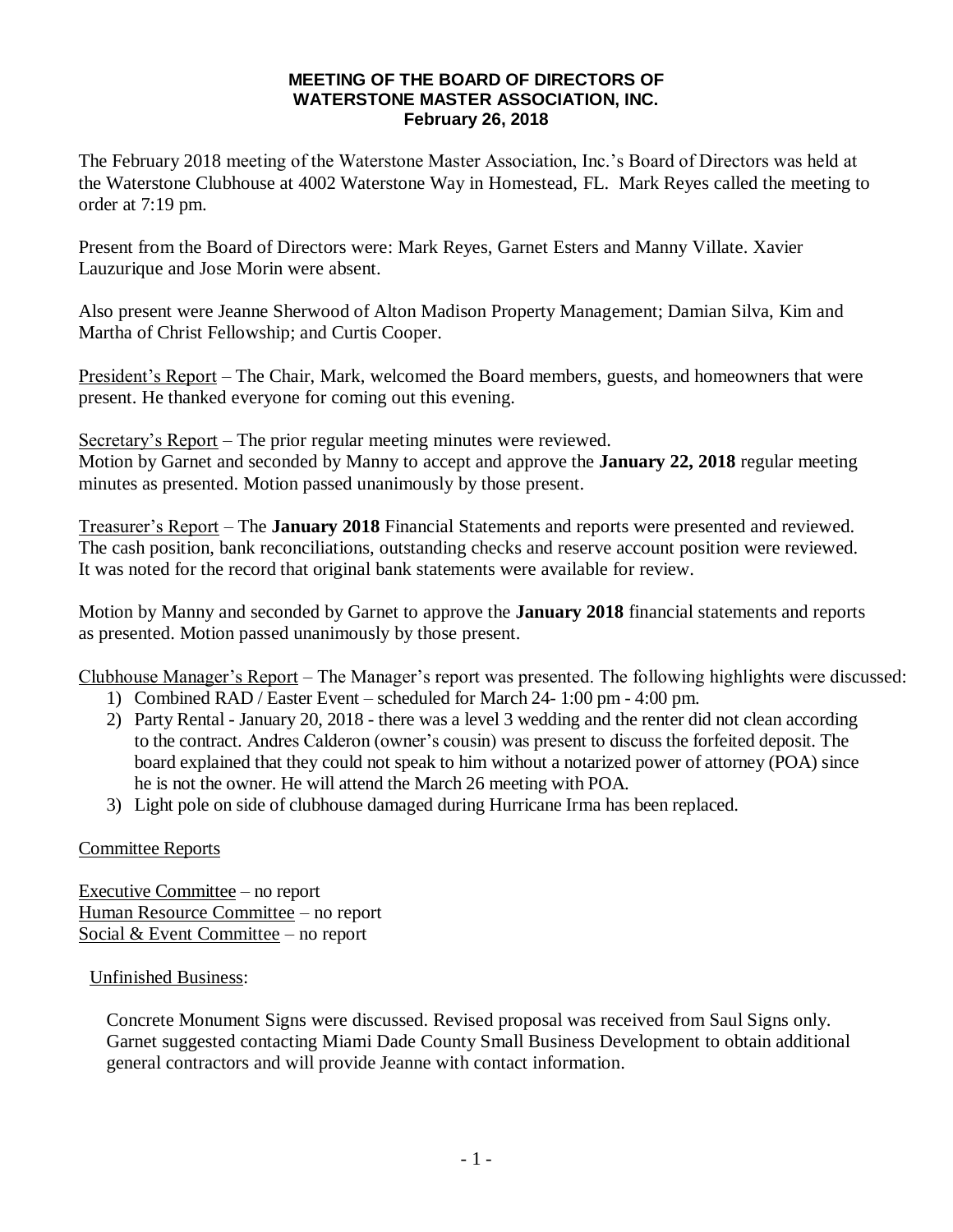**MEETING OF THE BOARD OF DIRECTORS OF**
**WATERSTONE MASTER ASSOCIATION, INC.**
**February 26, 2018**

The February 2018 meeting of the Waterstone Master Association, Inc.'s Board of Directors was held at the Waterstone Clubhouse at 4002 Waterstone Way in Homestead, FL. Mark Reyes called the meeting to order at 7:19 pm.

Present from the Board of Directors were: Mark Reyes, Garnet Esters and Manny Villate. Xavier Lauzurique and Jose Morin were absent.

Also present were Jeanne Sherwood of Alton Madison Property Management; Damian Silva, Kim and Martha of Christ Fellowship; and Curtis Cooper.

President's Report – The Chair, Mark, welcomed the Board members, guests, and homeowners that were present. He thanked everyone for coming out this evening.

Secretary's Report – The prior regular meeting minutes were reviewed.
Motion by Garnet and seconded by Manny to accept and approve the **January 22, 2018** regular meeting minutes as presented. Motion passed unanimously by those present.

Treasurer's Report – The **January 2018** Financial Statements and reports were presented and reviewed. The cash position, bank reconciliations, outstanding checks and reserve account position were reviewed. It was noted for the record that original bank statements were available for review.

Motion by Manny and seconded by Garnet to approve the **January 2018** financial statements and reports as presented. Motion passed unanimously by those present.

Clubhouse Manager's Report – The Manager's report was presented. The following highlights were discussed:

1) Combined RAD / Easter Event – scheduled for March 24- 1:00 pm - 4:00 pm.
2) Party Rental - January 20, 2018 - there was a level 3 wedding and the renter did not clean according to the contract. Andres Calderon (owner's cousin) was present to discuss the forfeited deposit. The board explained that they could not speak to him without a notarized power of attorney (POA) since he is not the owner. He will attend the March 26 meeting with POA.
3) Light pole on side of clubhouse damaged during Hurricane Irma has been replaced.

Committee Reports

Executive Committee – no report
Human Resource Committee – no report
Social & Event Committee – no report

Unfinished Business:

Concrete Monument Signs were discussed. Revised proposal was received from Saul Signs only. Garnet suggested contacting Miami Dade County Small Business Development to obtain additional general contractors and will provide Jeanne with contact information.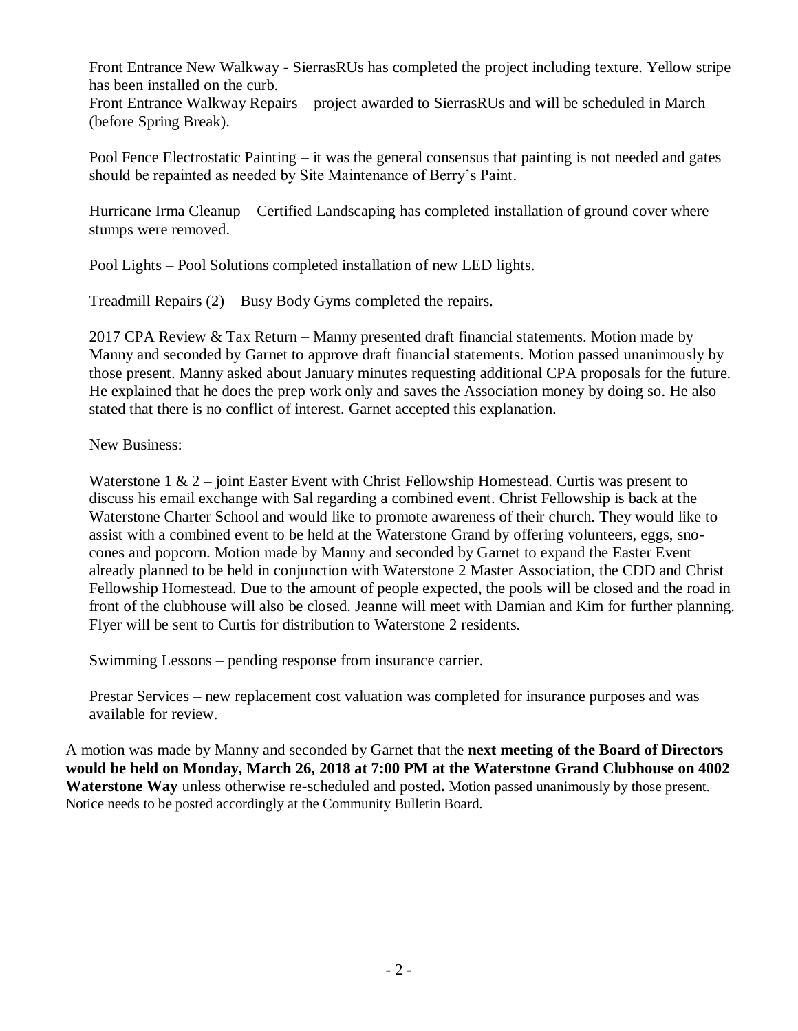Front Entrance New Walkway - SierrasRUs has completed the project including texture. Yellow stripe has been installed on the curb.
Front Entrance Walkway Repairs – project awarded to SierrasRUs and will be scheduled in March (before Spring Break).

Pool Fence Electrostatic Painting – it was the general consensus that painting is not needed and gates should be repainted as needed by Site Maintenance of Berry's Paint.

Hurricane Irma Cleanup – Certified Landscaping has completed installation of ground cover where stumps were removed.

Pool Lights – Pool Solutions completed installation of new LED lights.

Treadmill Repairs (2) – Busy Body Gyms completed the repairs.

2017 CPA Review & Tax Return – Manny presented draft financial statements. Motion made by Manny and seconded by Garnet to approve draft financial statements. Motion passed unanimously by those present. Manny asked about January minutes requesting additional CPA proposals for the future. He explained that he does the prep work only and saves the Association money by doing so. He also stated that there is no conflict of interest. Garnet accepted this explanation.

<u>New Business</u>:

Waterstone 1 & 2 – joint Easter Event with Christ Fellowship Homestead. Curtis was present to discuss his email exchange with Sal regarding a combined event. Christ Fellowship is back at the Waterstone Charter School and would like to promote awareness of their church. They would like to assist with a combined event to be held at the Waterstone Grand by offering volunteers, eggs, sno-cones and popcorn. Motion made by Manny and seconded by Garnet to expand the Easter Event already planned to be held in conjunction with Waterstone 2 Master Association, the CDD and Christ Fellowship Homestead. Due to the amount of people expected, the pools will be closed and the road in front of the clubhouse will also be closed. Jeanne will meet with Damian and Kim for further planning. Flyer will be sent to Curtis for distribution to Waterstone 2 residents.

Swimming Lessons – pending response from insurance carrier.

Prestar Services – new replacement cost valuation was completed for insurance purposes and was available for review.

A motion was made by Manny and seconded by Garnet that the **next meeting of the Board of Directors would be held on Monday, March 26, 2018 at 7:00 PM at the Waterstone Grand Clubhouse on 4002 Waterstone Way** unless otherwise re-scheduled and posted**.** Motion passed unanimously by those present. Notice needs to be posted accordingly at the Community Bulletin Board.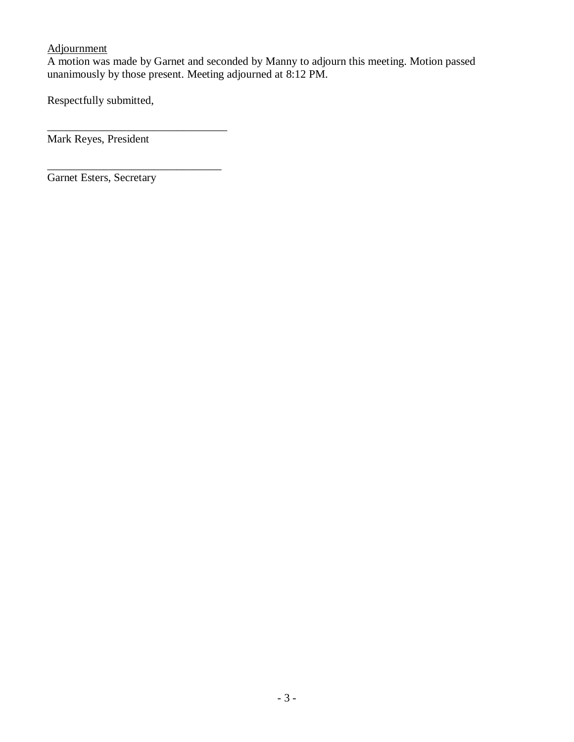<u>Adjournment</u>

A motion was made by Garnet and seconded by Manny to adjourn this meeting. Motion passed unanimously by those present. Meeting adjourned at 8:12 PM.

Respectfully submitted,

_________________________________
Mark Reyes, President

________________________________
Garnet Esters, Secretary